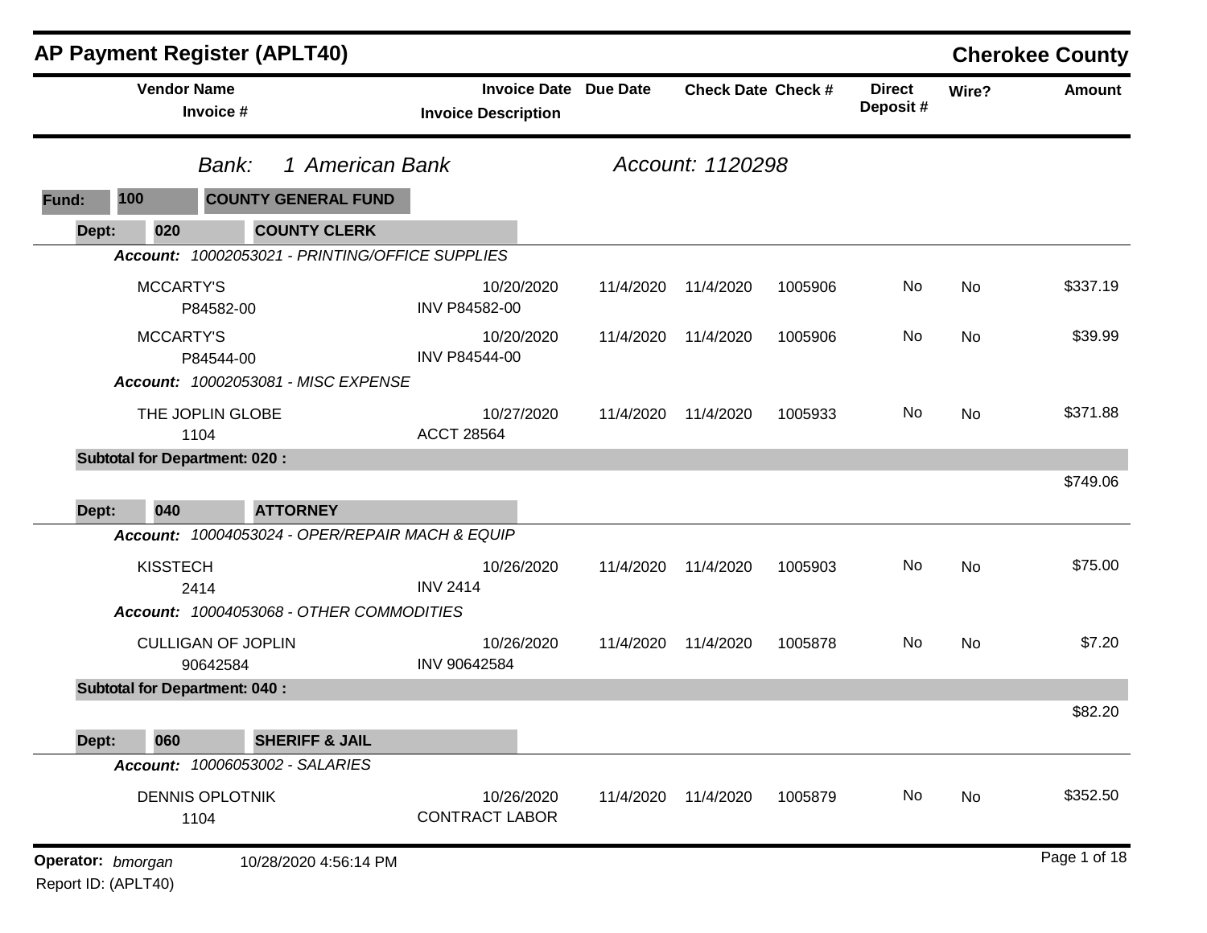# AP Payment Register (APLT40)

**Cherokee County**

| Vendor Name / Invoice # | Invoice Date / Invoice Description | Due Date | Check Date | Check # | Direct Deposit # | Wire? | Amount |
|---|---|---|---|---|---|---|---|

*Bank:* 1 American Bank *Account:* 1120298

**Fund:** 100 **COUNTY GENERAL FUND**

**Dept:** 020 **COUNTY CLERK**

***Account:*** *10002053021 - PRINTING/OFFICE SUPPLIES*

| Vendor Name / Invoice # | Invoice Date / Invoice Description | Due Date | Check Date | Check # | Direct Deposit # | Wire? | Amount |
|---|---|---|---|---|---|---|---|
| MCCARTY'S<br>P84582-00 | 10/20/2020<br>INV P84582-00 | 11/4/2020 | 11/4/2020 | 1005906 | No | No | $337.19 |
| MCCARTY'S<br>P84544-00 | 10/20/2020<br>INV P84544-00 | 11/4/2020 | 11/4/2020 | 1005906 | No | No | $39.99 |

***Account:*** *10002053081 - MISC EXPENSE*

| Vendor Name / Invoice # | Invoice Date / Invoice Description | Due Date | Check Date | Check # | Direct Deposit # | Wire? | Amount |
|---|---|---|---|---|---|---|---|
| THE JOPLIN GLOBE<br>1104 | 10/27/2020<br>ACCT 28564 | 11/4/2020 | 11/4/2020 | 1005933 | No | No | $371.88 |

**Subtotal for Department: 020 :** $749.06

**Dept:** 040 **ATTORNEY**

***Account:*** *10004053024 - OPER/REPAIR MACH & EQUIP*

| Vendor Name / Invoice # | Invoice Date / Invoice Description | Due Date | Check Date | Check # | Direct Deposit # | Wire? | Amount |
|---|---|---|---|---|---|---|---|
| KISSTECH<br>2414 | 10/26/2020<br>INV 2414 | 11/4/2020 | 11/4/2020 | 1005903 | No | No | $75.00 |

***Account:*** *10004053068 - OTHER COMMODITIES*

| Vendor Name / Invoice # | Invoice Date / Invoice Description | Due Date | Check Date | Check # | Direct Deposit # | Wire? | Amount |
|---|---|---|---|---|---|---|---|
| CULLIGAN OF JOPLIN<br>90642584 | 10/26/2020<br>INV 90642584 | 11/4/2020 | 11/4/2020 | 1005878 | No | No | $7.20 |

**Subtotal for Department: 040 :** $82.20

**Dept:** 060 **SHERIFF & JAIL**

***Account:*** *10006053002 - SALARIES*

| Vendor Name / Invoice # | Invoice Date / Invoice Description | Due Date | Check Date | Check # | Direct Deposit # | Wire? | Amount |
|---|---|---|---|---|---|---|---|
| DENNIS OPLOTNIK<br>1104 | 10/26/2020<br>CONTRACT LABOR | 11/4/2020 | 11/4/2020 | 1005879 | No | No | $352.50 |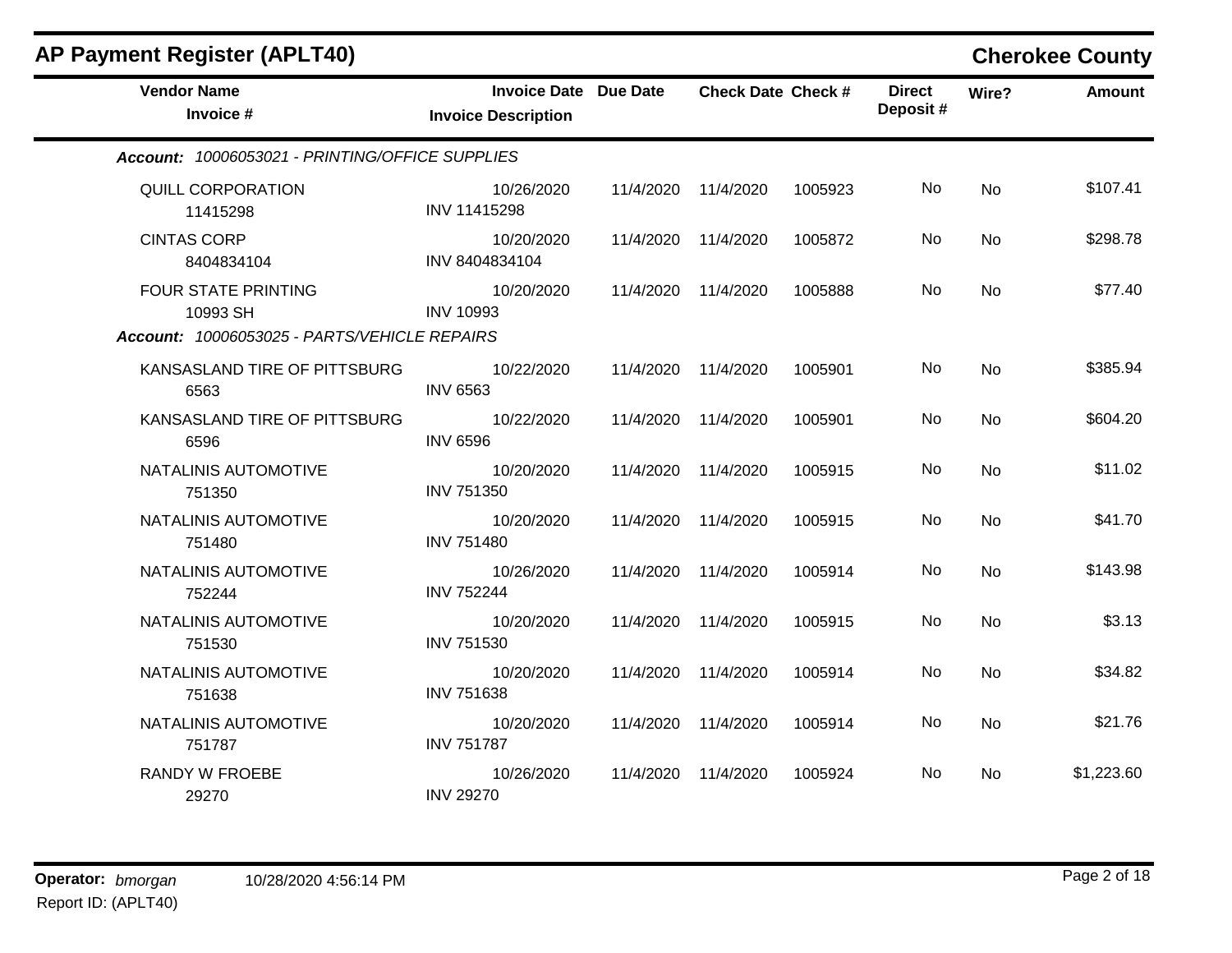## AP Payment Register (APLT40)

**Cherokee County**

| Vendor Name / Invoice # | Invoice Date / Invoice Description | Due Date | Check Date | Check # | Direct Deposit # | Wire? | Amount |
|---|---|---|---|---|---|---|---|
| ***Account: 10006053021 - PRINTING/OFFICE SUPPLIES*** | | | | | | | |
| QUILL CORPORATION 11415298 | 10/26/2020 INV 11415298 | 11/4/2020 | 11/4/2020 | 1005923 | No | No | $107.41 |
| CINTAS CORP 8404834104 | 10/20/2020 INV 8404834104 | 11/4/2020 | 11/4/2020 | 1005872 | No | No | $298.78 |
| FOUR STATE PRINTING 10993 SH | 10/20/2020 INV 10993 | 11/4/2020 | 11/4/2020 | 1005888 | No | No | $77.40 |
| ***Account: 10006053025 - PARTS/VEHICLE REPAIRS*** | | | | | | | |
| KANSASLAND TIRE OF PITTSBURG 6563 | 10/22/2020 INV 6563 | 11/4/2020 | 11/4/2020 | 1005901 | No | No | $385.94 |
| KANSASLAND TIRE OF PITTSBURG 6596 | 10/22/2020 INV 6596 | 11/4/2020 | 11/4/2020 | 1005901 | No | No | $604.20 |
| NATALINIS AUTOMOTIVE 751350 | 10/20/2020 INV 751350 | 11/4/2020 | 11/4/2020 | 1005915 | No | No | $11.02 |
| NATALINIS AUTOMOTIVE 751480 | 10/20/2020 INV 751480 | 11/4/2020 | 11/4/2020 | 1005915 | No | No | $41.70 |
| NATALINIS AUTOMOTIVE 752244 | 10/26/2020 INV 752244 | 11/4/2020 | 11/4/2020 | 1005914 | No | No | $143.98 |
| NATALINIS AUTOMOTIVE 751530 | 10/20/2020 INV 751530 | 11/4/2020 | 11/4/2020 | 1005915 | No | No | $3.13 |
| NATALINIS AUTOMOTIVE 751638 | 10/20/2020 INV 751638 | 11/4/2020 | 11/4/2020 | 1005914 | No | No | $34.82 |
| NATALINIS AUTOMOTIVE 751787 | 10/20/2020 INV 751787 | 11/4/2020 | 11/4/2020 | 1005914 | No | No | $21.76 |
| RANDY W FROEBE 29270 | 10/26/2020 INV 29270 | 11/4/2020 | 11/4/2020 | 1005924 | No | No | $1,223.60 |

**Operator:** *bmorgan* 10/28/2020 4:56:14 PM

Report ID: (APLT40)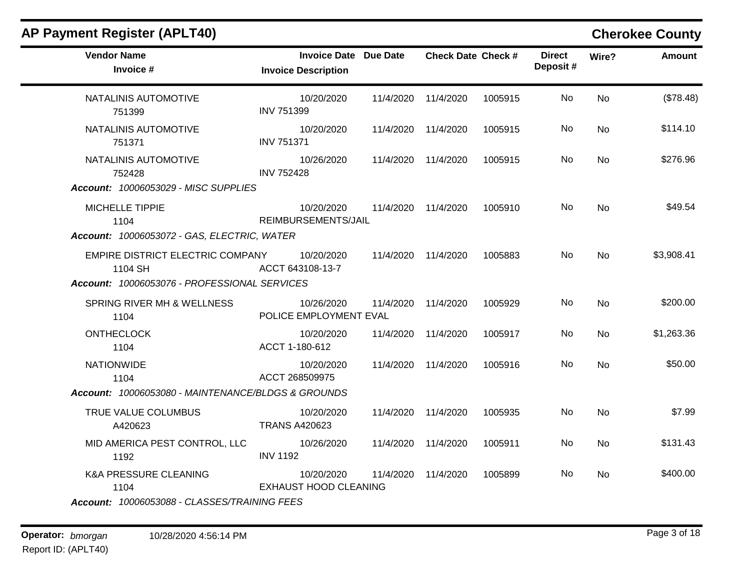## AP Payment Register (APLT40)

**Cherokee County**

| Vendor Name / Invoice # | Invoice Date / Invoice Description | Due Date | Check Date | Check # | Direct Deposit # | Wire? | Amount |
|---|---|---|---|---|---|---|---|
| NATALINIS AUTOMOTIVE<br>751399 | 10/20/2020<br>INV 751399 | 11/4/2020 | 11/4/2020 | 1005915 | No | No | ($78.48) |
| NATALINIS AUTOMOTIVE<br>751371 | 10/20/2020<br>INV 751371 | 11/4/2020 | 11/4/2020 | 1005915 | No | No | $114.10 |
| NATALINIS AUTOMOTIVE<br>752428 | 10/26/2020<br>INV 752428 | 11/4/2020 | 11/4/2020 | 1005915 | No | No | $276.96 |
| ***Account:*** *10006053029 - MISC SUPPLIES* | | | | | | | |
| MICHELLE TIPPIE<br>1104 | 10/20/2020<br>REIMBURSEMENTS/JAIL | 11/4/2020 | 11/4/2020 | 1005910 | No | No | $49.54 |
| ***Account:*** *10006053072 - GAS, ELECTRIC, WATER* | | | | | | | |
| EMPIRE DISTRICT ELECTRIC COMPANY<br>1104 SH | 10/20/2020<br>ACCT 643108-13-7 | 11/4/2020 | 11/4/2020 | 1005883 | No | No | $3,908.41 |
| ***Account:*** *10006053076 - PROFESSIONAL SERVICES* | | | | | | | |
| SPRING RIVER MH & WELLNESS<br>1104 | 10/26/2020<br>POLICE EMPLOYMENT EVAL | 11/4/2020 | 11/4/2020 | 1005929 | No | No | $200.00 |
| ONTHECLOCK<br>1104 | 10/20/2020<br>ACCT 1-180-612 | 11/4/2020 | 11/4/2020 | 1005917 | No | No | $1,263.36 |
| NATIONWIDE<br>1104 | 10/20/2020<br>ACCT 268509975 | 11/4/2020 | 11/4/2020 | 1005916 | No | No | $50.00 |
| ***Account:*** *10006053080 - MAINTENANCE/BLDGS & GROUNDS* | | | | | | | |
| TRUE VALUE COLUMBUS<br>A420623 | 10/20/2020<br>TRANS A420623 | 11/4/2020 | 11/4/2020 | 1005935 | No | No | $7.99 |
| MID AMERICA PEST CONTROL, LLC<br>1192 | 10/26/2020<br>INV 1192 | 11/4/2020 | 11/4/2020 | 1005911 | No | No | $131.43 |
| K&A PRESSURE CLEANING<br>1104 | 10/20/2020<br>EXHAUST HOOD CLEANING | 11/4/2020 | 11/4/2020 | 1005899 | No | No | $400.00 |
| ***Account:*** *10006053088 - CLASSES/TRAINING FEES* | | | | | | | |

**Operator:** *bmorgan* 10/28/2020 4:56:14 PM
Report ID: (APLT40)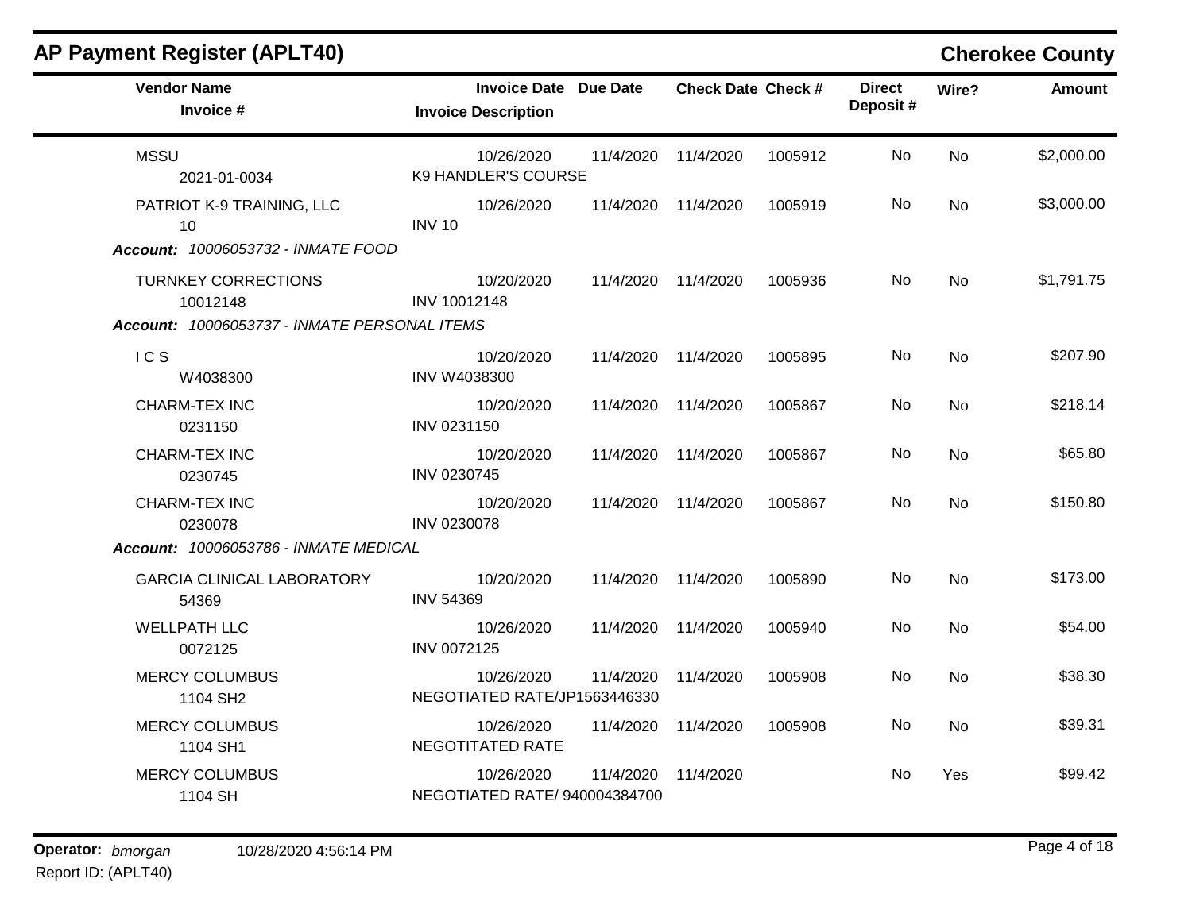## AP Payment Register (APLT40)

## Cherokee County

| Vendor Name / Invoice # | Invoice Date / Invoice Description | Due Date | Check Date | Check # | Direct Deposit # | Wire? | Amount |
|---|---|---|---|---|---|---|---|
| MSSU<br>2021-01-0034 | 10/26/2020<br>K9 HANDLER'S COURSE | 11/4/2020 | 11/4/2020 | 1005912 | No | No | $2,000.00 |
| PATRIOT K-9 TRAINING, LLC<br>10 | 10/26/2020<br>INV 10 | 11/4/2020 | 11/4/2020 | 1005919 | No | No | $3,000.00 |
| ***Account:*** *10006053732 - INMATE FOOD* | | | | | | | |
| TURNKEY CORRECTIONS<br>10012148 | 10/20/2020<br>INV 10012148 | 11/4/2020 | 11/4/2020 | 1005936 | No | No | $1,791.75 |
| ***Account:*** *10006053737 - INMATE PERSONAL ITEMS* | | | | | | | |
| I C S<br>W4038300 | 10/20/2020<br>INV W4038300 | 11/4/2020 | 11/4/2020 | 1005895 | No | No | $207.90 |
| CHARM-TEX INC<br>0231150 | 10/20/2020<br>INV 0231150 | 11/4/2020 | 11/4/2020 | 1005867 | No | No | $218.14 |
| CHARM-TEX INC<br>0230745 | 10/20/2020<br>INV 0230745 | 11/4/2020 | 11/4/2020 | 1005867 | No | No | $65.80 |
| CHARM-TEX INC<br>0230078 | 10/20/2020<br>INV 0230078 | 11/4/2020 | 11/4/2020 | 1005867 | No | No | $150.80 |
| ***Account:*** *10006053786 - INMATE MEDICAL* | | | | | | | |
| GARCIA CLINICAL LABORATORY<br>54369 | 10/20/2020<br>INV 54369 | 11/4/2020 | 11/4/2020 | 1005890 | No | No | $173.00 |
| WELLPATH LLC<br>0072125 | 10/26/2020<br>INV 0072125 | 11/4/2020 | 11/4/2020 | 1005940 | No | No | $54.00 |
| MERCY COLUMBUS<br>1104 SH2 | 10/26/2020<br>NEGOTIATED RATE/JP1563446330 | 11/4/2020 | 11/4/2020 | 1005908 | No | No | $38.30 |
| MERCY COLUMBUS<br>1104 SH1 | 10/26/2020<br>NEGOTITATED RATE | 11/4/2020 | 11/4/2020 | 1005908 | No | No | $39.31 |
| MERCY COLUMBUS<br>1104 SH | 10/26/2020<br>NEGOTIATED RATE/ 940004384700 | 11/4/2020 | 11/4/2020 | | No | Yes | $99.42 |

**Operator:** *bmorgan* 10/28/2020 4:56:14 PM

Report ID: (APLT40)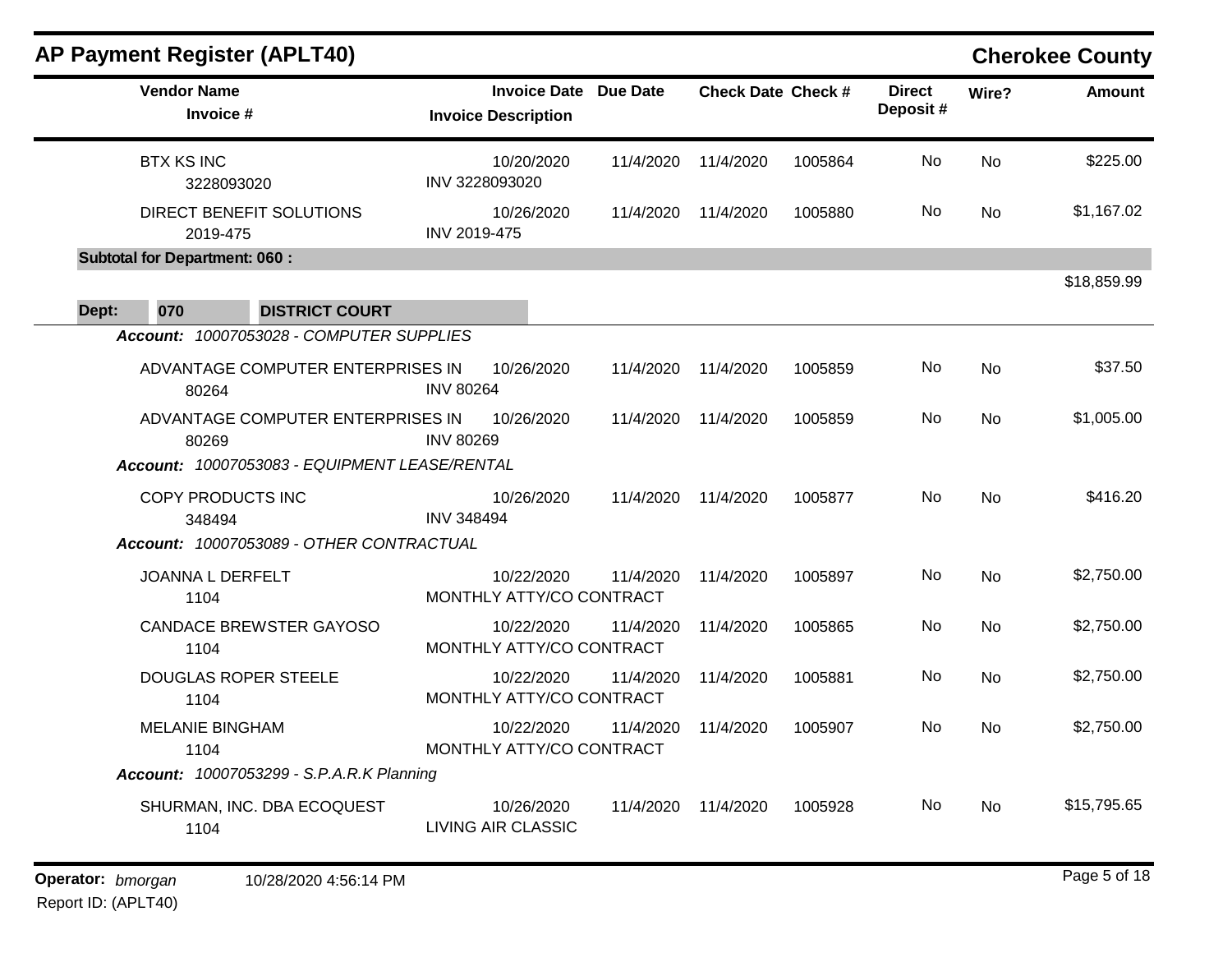# AP Payment Register (APLT40)

## Cherokee County

| Vendor Name / Invoice # | Invoice Date / Invoice Description | Due Date | Check Date | Check # | Direct Deposit # | Wire? | Amount |
|---|---|---|---|---|---|---|---|
| BTX KS INC<br>3228093020 | 10/20/2020<br>INV 3228093020 | 11/4/2020 | 11/4/2020 | 1005864 | No | No | $225.00 |
| DIRECT BENEFIT SOLUTIONS<br>2019-475 | 10/26/2020<br>INV 2019-475 | 11/4/2020 | 11/4/2020 | 1005880 | No | No | $1,167.02 |
| **Subtotal for Department: 060 :** | | | | | | | $18,859.99 |
| **Dept: 070 DISTRICT COURT** | | | | | | | |
| ***Account: 10007053028 - COMPUTER SUPPLIES*** | | | | | | | |
| ADVANTAGE COMPUTER ENTERPRISES IN<br>80264 | 10/26/2020<br>INV 80264 | 11/4/2020 | 11/4/2020 | 1005859 | No | No | $37.50 |
| ADVANTAGE COMPUTER ENTERPRISES IN<br>80269 | 10/26/2020<br>INV 80269 | 11/4/2020 | 11/4/2020 | 1005859 | No | No | $1,005.00 |
| ***Account: 10007053083 - EQUIPMENT LEASE/RENTAL*** | | | | | | | |
| COPY PRODUCTS INC<br>348494 | 10/26/2020<br>INV 348494 | 11/4/2020 | 11/4/2020 | 1005877 | No | No | $416.20 |
| ***Account: 10007053089 - OTHER CONTRACTUAL*** | | | | | | | |
| JOANNA L DERFELT<br>1104 | 10/22/2020<br>MONTHLY ATTY/CO CONTRACT | 11/4/2020 | 11/4/2020 | 1005897 | No | No | $2,750.00 |
| CANDACE BREWSTER GAYOSO<br>1104 | 10/22/2020<br>MONTHLY ATTY/CO CONTRACT | 11/4/2020 | 11/4/2020 | 1005865 | No | No | $2,750.00 |
| DOUGLAS ROPER STEELE<br>1104 | 10/22/2020<br>MONTHLY ATTY/CO CONTRACT | 11/4/2020 | 11/4/2020 | 1005881 | No | No | $2,750.00 |
| MELANIE BINGHAM<br>1104 | 10/22/2020<br>MONTHLY ATTY/CO CONTRACT | 11/4/2020 | 11/4/2020 | 1005907 | No | No | $2,750.00 |
| ***Account: 10007053299 - S.P.A.R.K Planning*** | | | | | | | |
| SHURMAN, INC. DBA ECOQUEST<br>1104 | 10/26/2020<br>LIVING AIR CLASSIC | 11/4/2020 | 11/4/2020 | 1005928 | No | No | $15,795.65 |

**Operator:** *bmorgan* 10/28/2020 4:56:14 PM

Report ID: (APLT40)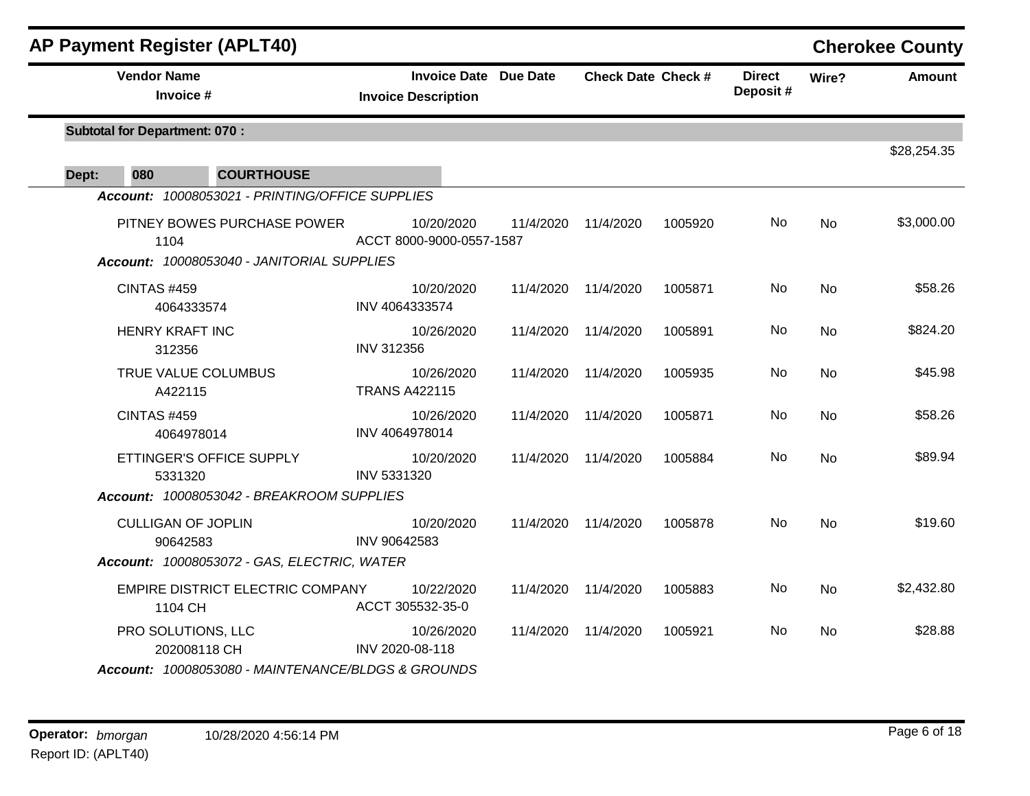## AP Payment Register (APLT40)

**Cherokee County**

| Vendor Name / Invoice # | Invoice Date / Invoice Description | Due Date | Check Date | Check # | Direct Deposit # | Wire? | Amount |
|---|---|---|---|---|---|---|---|
| **Subtotal for Department: 070 :** | | | | | | | $28,254.35 |
| **Dept: 080 COURTHOUSE** | | | | | | | |
| ***Account: 10008053021 - PRINTING/OFFICE SUPPLIES*** | | | | | | | |
| PITNEY BOWES PURCHASE POWER<br>1104 | 10/20/2020<br>ACCT 8000-9000-0557-1587 | 11/4/2020 | 11/4/2020 | 1005920 | No | No | $3,000.00 |
| ***Account: 10008053040 - JANITORIAL SUPPLIES*** | | | | | | | |
| CINTAS #459<br>4064333574 | 10/20/2020<br>INV 4064333574 | 11/4/2020 | 11/4/2020 | 1005871 | No | No | $58.26 |
| HENRY KRAFT INC<br>312356 | 10/26/2020<br>INV 312356 | 11/4/2020 | 11/4/2020 | 1005891 | No | No | $824.20 |
| TRUE VALUE COLUMBUS<br>A422115 | 10/26/2020<br>TRANS A422115 | 11/4/2020 | 11/4/2020 | 1005935 | No | No | $45.98 |
| CINTAS #459<br>4064978014 | 10/26/2020<br>INV 4064978014 | 11/4/2020 | 11/4/2020 | 1005871 | No | No | $58.26 |
| ETTINGER'S OFFICE SUPPLY<br>5331320 | 10/20/2020<br>INV 5331320 | 11/4/2020 | 11/4/2020 | 1005884 | No | No | $89.94 |
| ***Account: 10008053042 - BREAKROOM SUPPLIES*** | | | | | | | |
| CULLIGAN OF JOPLIN<br>90642583 | 10/20/2020<br>INV 90642583 | 11/4/2020 | 11/4/2020 | 1005878 | No | No | $19.60 |
| ***Account: 10008053072 - GAS, ELECTRIC, WATER*** | | | | | | | |
| EMPIRE DISTRICT ELECTRIC COMPANY<br>1104 CH | 10/22/2020<br>ACCT 305532-35-0 | 11/4/2020 | 11/4/2020 | 1005883 | No | No | $2,432.80 |
| PRO SOLUTIONS, LLC<br>202008118 CH | 10/26/2020<br>INV 2020-08-118 | 11/4/2020 | 11/4/2020 | 1005921 | No | No | $28.88 |
| ***Account: 10008053080 - MAINTENANCE/BLDGS & GROUNDS*** | | | | | | | |

**Operator:** *bmorgan* 10/28/2020 4:56:14 PM
Report ID: (APLT40)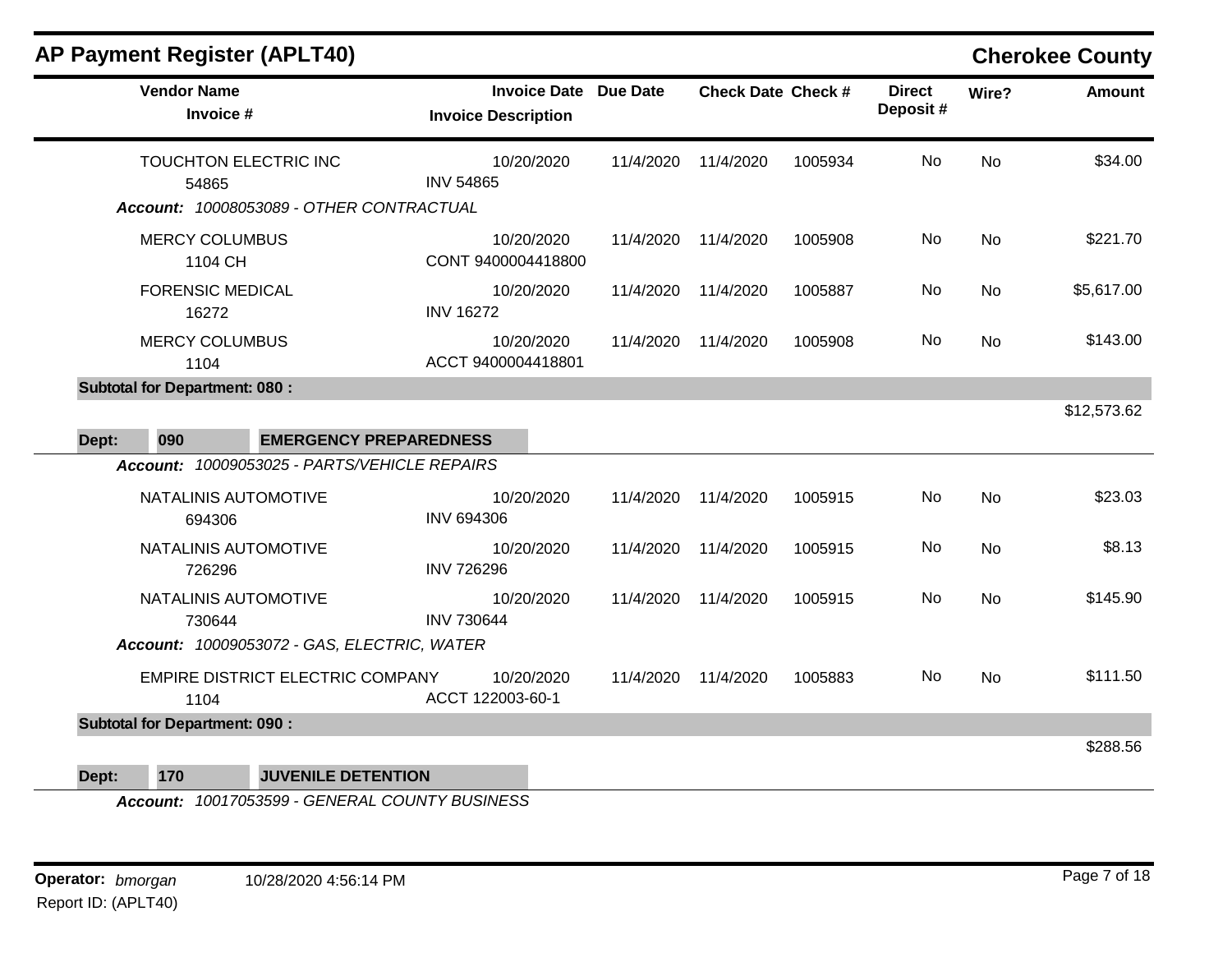## AP Payment Register (APLT40)

**Cherokee County**

| Vendor Name / Invoice # | Invoice Date / Invoice Description | Due Date | Check Date | Check # | Direct Deposit # | Wire? | Amount |
|---|---|---|---|---|---|---|---|
| TOUCHTON ELECTRIC INC 54865 | 10/20/2020 INV 54865 | 11/4/2020 | 11/4/2020 | 1005934 | No | No | $34.00 |
| ***Account:** 10008053089 - OTHER CONTRACTUAL* | | | | | | | |
| MERCY COLUMBUS 1104 CH | 10/20/2020 CONT 9400004418800 | 11/4/2020 | 11/4/2020 | 1005908 | No | No | $221.70 |
| FORENSIC MEDICAL 16272 | 10/20/2020 INV 16272 | 11/4/2020 | 11/4/2020 | 1005887 | No | No | $5,617.00 |
| MERCY COLUMBUS 1104 | 10/20/2020 ACCT 9400004418801 | 11/4/2020 | 11/4/2020 | 1005908 | No | No | $143.00 |
| **Subtotal for Department: 080 :** | | | | | | | $12,573.62 |
| **Dept: 090 EMERGENCY PREPAREDNESS** | | | | | | | |
| ***Account:** 10009053025 - PARTS/VEHICLE REPAIRS* | | | | | | | |
| NATALINIS AUTOMOTIVE 694306 | 10/20/2020 INV 694306 | 11/4/2020 | 11/4/2020 | 1005915 | No | No | $23.03 |
| NATALINIS AUTOMOTIVE 726296 | 10/20/2020 INV 726296 | 11/4/2020 | 11/4/2020 | 1005915 | No | No | $8.13 |
| NATALINIS AUTOMOTIVE 730644 | 10/20/2020 INV 730644 | 11/4/2020 | 11/4/2020 | 1005915 | No | No | $145.90 |
| ***Account:** 10009053072 - GAS, ELECTRIC, WATER* | | | | | | | |
| EMPIRE DISTRICT ELECTRIC COMPANY 1104 | 10/20/2020 ACCT 122003-60-1 | 11/4/2020 | 11/4/2020 | 1005883 | No | No | $111.50 |
| **Subtotal for Department: 090 :** | | | | | | | $288.56 |
| **Dept: 170 JUVENILE DETENTION** | | | | | | | |
| ***Account:** 10017053599 - GENERAL COUNTY BUSINESS* | | | | | | | |

**Operator:** *bmorgan* 10/28/2020 4:56:14 PM

Report ID: (APLT40)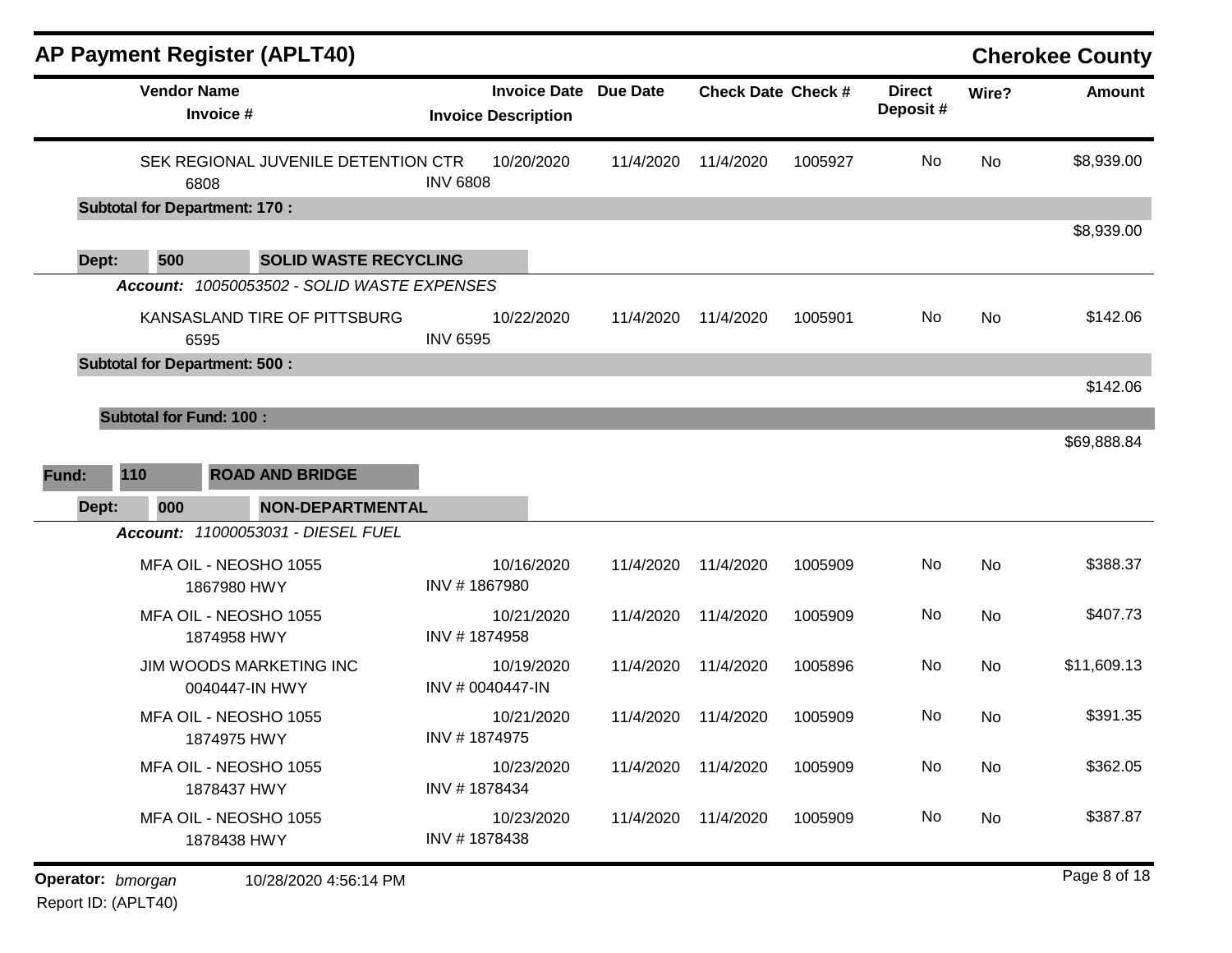## AP Payment Register (APLT40)

**Cherokee County**

| Vendor Name / Invoice # | Invoice Date / Invoice Description | Due Date | Check Date | Check # | Direct Deposit # | Wire? | Amount |
|---|---|---|---|---|---|---|---|
| SEK REGIONAL JUVENILE DETENTION CTR 6808 | 10/20/2020 INV 6808 | 11/4/2020 | 11/4/2020 | 1005927 | No | No | $8,939.00 |
| **Subtotal for Department: 170 :** | | | | | | | $8,939.00 |
| **Dept: 500 SOLID WASTE RECYCLING** | | | | | | | |
| *Account: 10050053502 - SOLID WASTE EXPENSES* | | | | | | | |
| KANSASLAND TIRE OF PITTSBURG 6595 | 10/22/2020 INV 6595 | 11/4/2020 | 11/4/2020 | 1005901 | No | No | $142.06 |
| **Subtotal for Department: 500 :** | | | | | | | $142.06 |
| **Subtotal for Fund: 100 :** | | | | | | | $69,888.84 |
| **Fund: 110 ROAD AND BRIDGE** | | | | | | | |
| **Dept: 000 NON-DEPARTMENTAL** | | | | | | | |
| *Account: 11000053031 - DIESEL FUEL* | | | | | | | |
| MFA OIL - NEOSHO 1055 1867980 HWY | 10/16/2020 INV # 1867980 | 11/4/2020 | 11/4/2020 | 1005909 | No | No | $388.37 |
| MFA OIL - NEOSHO 1055 1874958 HWY | 10/21/2020 INV # 1874958 | 11/4/2020 | 11/4/2020 | 1005909 | No | No | $407.73 |
| JIM WOODS MARKETING INC 0040447-IN HWY | 10/19/2020 INV # 0040447-IN | 11/4/2020 | 11/4/2020 | 1005896 | No | No | $11,609.13 |
| MFA OIL - NEOSHO 1055 1874975 HWY | 10/21/2020 INV # 1874975 | 11/4/2020 | 11/4/2020 | 1005909 | No | No | $391.35 |
| MFA OIL - NEOSHO 1055 1878437 HWY | 10/23/2020 INV # 1878434 | 11/4/2020 | 11/4/2020 | 1005909 | No | No | $362.05 |
| MFA OIL - NEOSHO 1055 1878438 HWY | 10/23/2020 INV # 1878438 | 11/4/2020 | 11/4/2020 | 1005909 | No | No | $387.87 |

**Operator:** *bmorgan* 10/28/2020 4:56:14 PM

Report ID: (APLT40)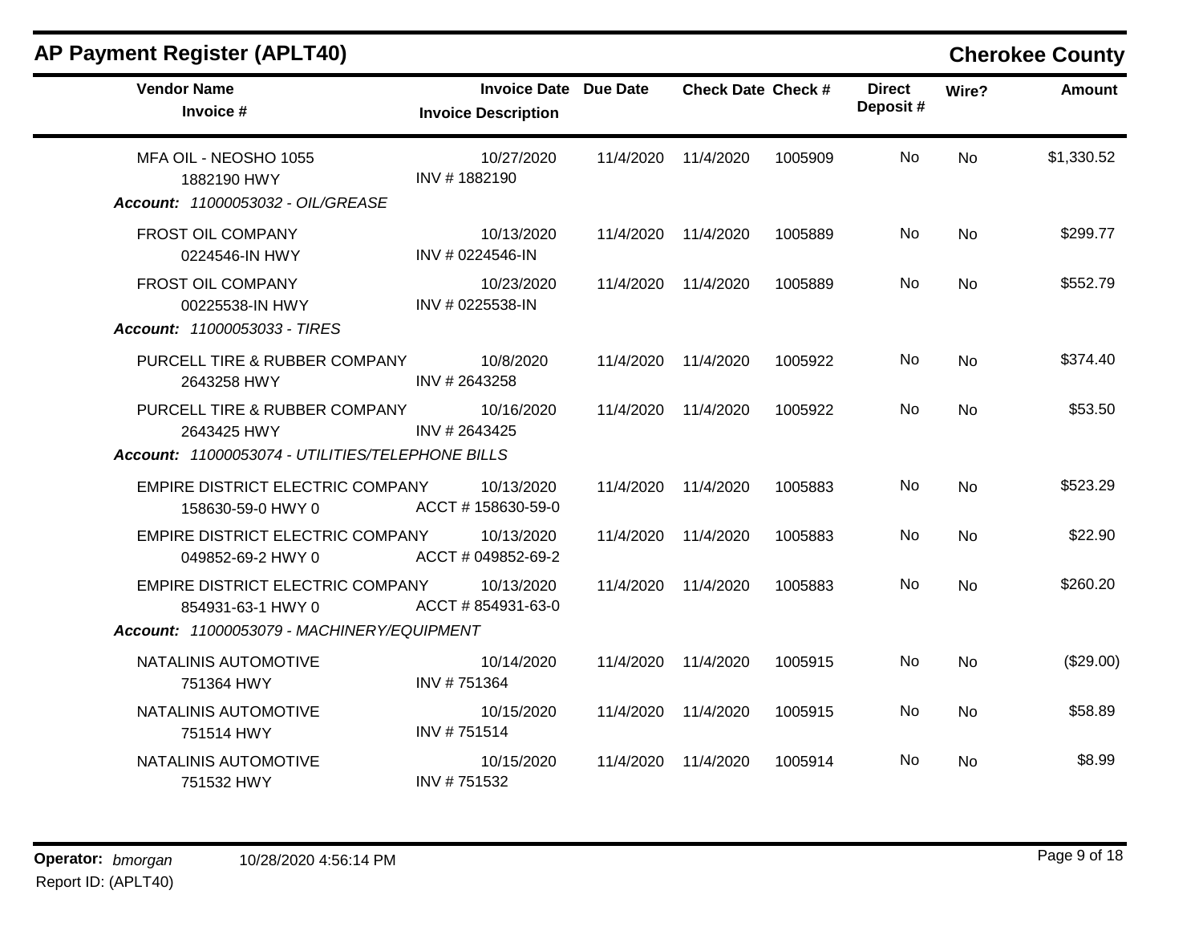## AP Payment Register (APLT40)

**Cherokee County**

| Vendor Name / Invoice # | Invoice Date / Invoice Description | Due Date | Check Date | Check # | Direct Deposit # | Wire? | Amount |
|---|---|---|---|---|---|---|---|
| MFA OIL - NEOSHO 1055<br>1882190 HWY | 10/27/2020<br>INV # 1882190 | 11/4/2020 | 11/4/2020 | 1005909 | No | No | $1,330.52 |
| ***Account:** 11000053032 - OIL/GREASE* | | | | | | | |
| FROST OIL COMPANY<br>0224546-IN HWY | 10/13/2020<br>INV # 0224546-IN | 11/4/2020 | 11/4/2020 | 1005889 | No | No | $299.77 |
| FROST OIL COMPANY<br>00225538-IN HWY | 10/23/2020<br>INV # 0225538-IN | 11/4/2020 | 11/4/2020 | 1005889 | No | No | $552.79 |
| ***Account:** 11000053033 - TIRES* | | | | | | | |
| PURCELL TIRE & RUBBER COMPANY<br>2643258 HWY | 10/8/2020<br>INV # 2643258 | 11/4/2020 | 11/4/2020 | 1005922 | No | No | $374.40 |
| PURCELL TIRE & RUBBER COMPANY<br>2643425 HWY | 10/16/2020<br>INV # 2643425 | 11/4/2020 | 11/4/2020 | 1005922 | No | No | $53.50 |
| ***Account:** 11000053074 - UTILITIES/TELEPHONE BILLS* | | | | | | | |
| EMPIRE DISTRICT ELECTRIC COMPANY<br>158630-59-0 HWY 0 | 10/13/2020<br>ACCT # 158630-59-0 | 11/4/2020 | 11/4/2020 | 1005883 | No | No | $523.29 |
| EMPIRE DISTRICT ELECTRIC COMPANY<br>049852-69-2 HWY 0 | 10/13/2020<br>ACCT # 049852-69-2 | 11/4/2020 | 11/4/2020 | 1005883 | No | No | $22.90 |
| EMPIRE DISTRICT ELECTRIC COMPANY<br>854931-63-1 HWY 0 | 10/13/2020<br>ACCT # 854931-63-0 | 11/4/2020 | 11/4/2020 | 1005883 | No | No | $260.20 |
| ***Account:** 11000053079 - MACHINERY/EQUIPMENT* | | | | | | | |
| NATALINIS AUTOMOTIVE<br>751364 HWY | 10/14/2020<br>INV # 751364 | 11/4/2020 | 11/4/2020 | 1005915 | No | No | ($29.00) |
| NATALINIS AUTOMOTIVE<br>751514 HWY | 10/15/2020<br>INV # 751514 | 11/4/2020 | 11/4/2020 | 1005915 | No | No | $58.89 |
| NATALINIS AUTOMOTIVE<br>751532 HWY | 10/15/2020<br>INV # 751532 | 11/4/2020 | 11/4/2020 | 1005914 | No | No | $8.99 |

**Operator:** *bmorgan* 10/28/2020 4:56:14 PM

Report ID: (APLT40)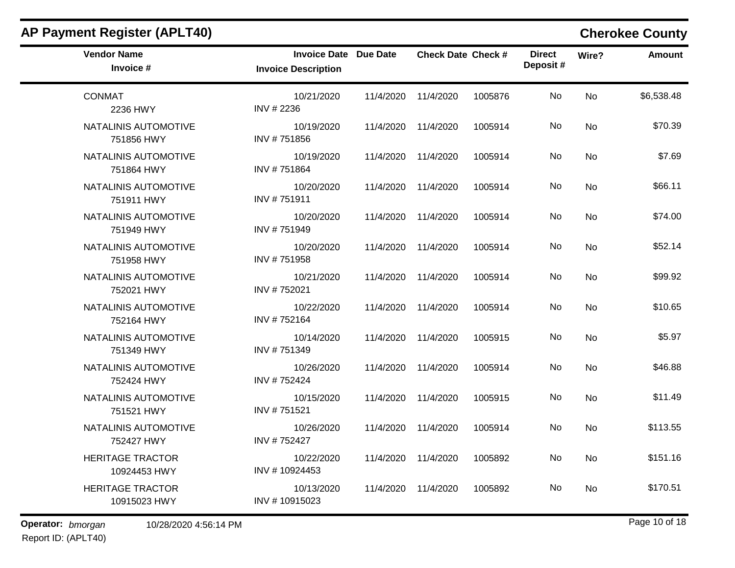## AP Payment Register (APLT40)

**Cherokee County**

| Vendor Name / Invoice # | Invoice Date / Invoice Description | Due Date | Check Date | Check # | Direct Deposit # | Wire? | Amount |
|---|---|---|---|---|---|---|---|
| CONMAT<br>2236 HWY | 10/21/2020<br>INV # 2236 | 11/4/2020 | 11/4/2020 | 1005876 | No | No | $6,538.48 |
| NATALINIS AUTOMOTIVE<br>751856 HWY | 10/19/2020<br>INV # 751856 | 11/4/2020 | 11/4/2020 | 1005914 | No | No | $70.39 |
| NATALINIS AUTOMOTIVE<br>751864 HWY | 10/19/2020<br>INV # 751864 | 11/4/2020 | 11/4/2020 | 1005914 | No | No | $7.69 |
| NATALINIS AUTOMOTIVE<br>751911 HWY | 10/20/2020<br>INV # 751911 | 11/4/2020 | 11/4/2020 | 1005914 | No | No | $66.11 |
| NATALINIS AUTOMOTIVE<br>751949 HWY | 10/20/2020<br>INV # 751949 | 11/4/2020 | 11/4/2020 | 1005914 | No | No | $74.00 |
| NATALINIS AUTOMOTIVE<br>751958 HWY | 10/20/2020<br>INV # 751958 | 11/4/2020 | 11/4/2020 | 1005914 | No | No | $52.14 |
| NATALINIS AUTOMOTIVE<br>752021 HWY | 10/21/2020<br>INV # 752021 | 11/4/2020 | 11/4/2020 | 1005914 | No | No | $99.92 |
| NATALINIS AUTOMOTIVE<br>752164 HWY | 10/22/2020<br>INV # 752164 | 11/4/2020 | 11/4/2020 | 1005914 | No | No | $10.65 |
| NATALINIS AUTOMOTIVE<br>751349 HWY | 10/14/2020<br>INV # 751349 | 11/4/2020 | 11/4/2020 | 1005915 | No | No | $5.97 |
| NATALINIS AUTOMOTIVE<br>752424 HWY | 10/26/2020<br>INV # 752424 | 11/4/2020 | 11/4/2020 | 1005914 | No | No | $46.88 |
| NATALINIS AUTOMOTIVE<br>751521 HWY | 10/15/2020<br>INV # 751521 | 11/4/2020 | 11/4/2020 | 1005915 | No | No | $11.49 |
| NATALINIS AUTOMOTIVE<br>752427 HWY | 10/26/2020<br>INV # 752427 | 11/4/2020 | 11/4/2020 | 1005914 | No | No | $113.55 |
| HERITAGE TRACTOR<br>10924453 HWY | 10/22/2020<br>INV # 10924453 | 11/4/2020 | 11/4/2020 | 1005892 | No | No | $151.16 |
| HERITAGE TRACTOR<br>10915023 HWY | 10/13/2020<br>INV # 10915023 | 11/4/2020 | 11/4/2020 | 1005892 | No | No | $170.51 |

**Operator:** *bmorgan* 10/28/2020 4:56:14 PM

Report ID: (APLT40)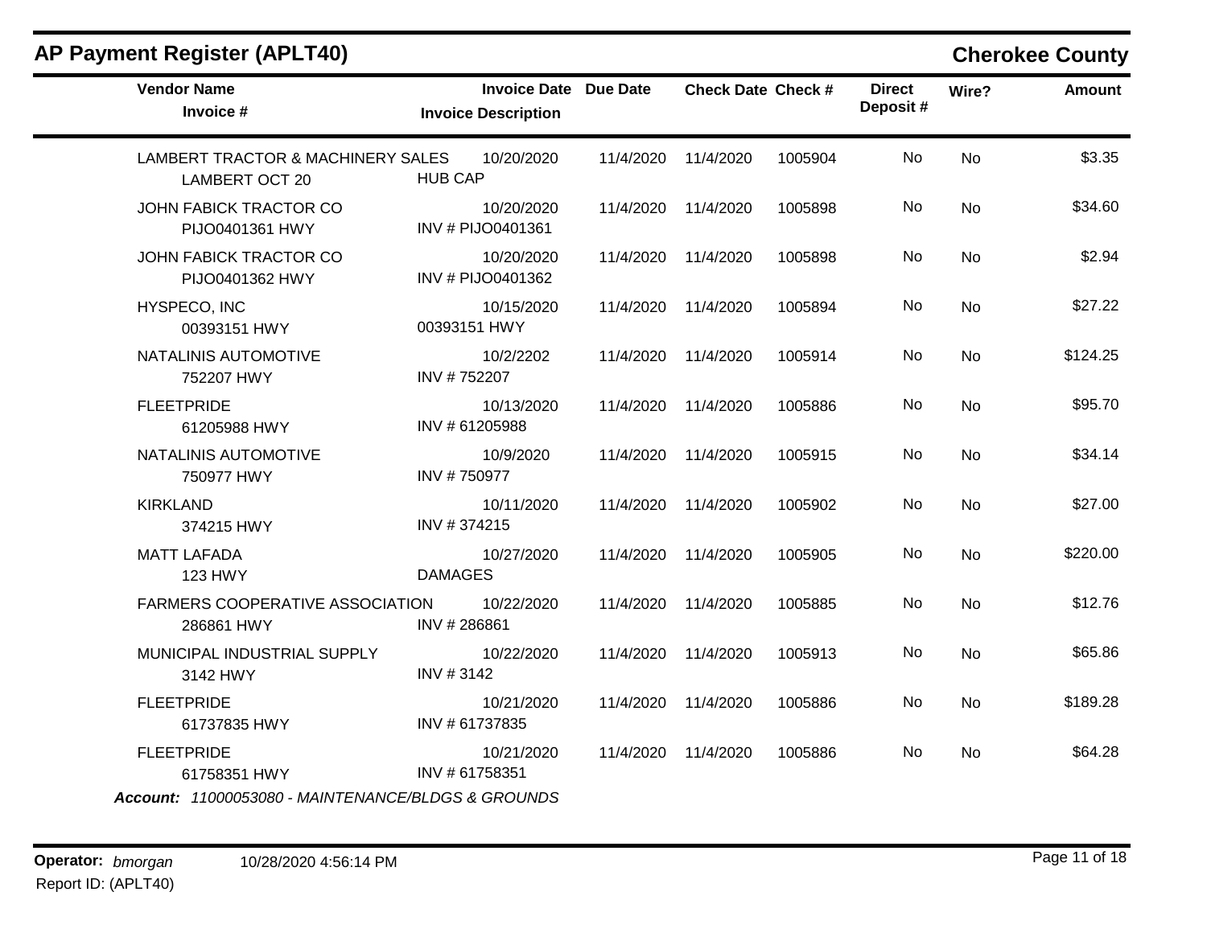## AP Payment Register (APLT40)

**Cherokee County**

| Vendor Name / Invoice # | Invoice Date / Invoice Description | Due Date | Check Date | Check # | Direct Deposit # | Wire? | Amount |
|---|---|---|---|---|---|---|---|
| LAMBERT TRACTOR & MACHINERY SALES<br>LAMBERT OCT 20 | 10/20/2020<br>HUB CAP | 11/4/2020 | 11/4/2020 | 1005904 | No | No | $3.35 |
| JOHN FABICK TRACTOR CO<br>PIJO0401361 HWY | 10/20/2020<br>INV # PIJO0401361 | 11/4/2020 | 11/4/2020 | 1005898 | No | No | $34.60 |
| JOHN FABICK TRACTOR CO<br>PIJO0401362 HWY | 10/20/2020<br>INV # PIJO0401362 | 11/4/2020 | 11/4/2020 | 1005898 | No | No | $2.94 |
| HYSPECO, INC<br>00393151 HWY | 10/15/2020<br>00393151 HWY | 11/4/2020 | 11/4/2020 | 1005894 | No | No | $27.22 |
| NATALINIS AUTOMOTIVE<br>752207 HWY | 10/2/2202<br>INV # 752207 | 11/4/2020 | 11/4/2020 | 1005914 | No | No | $124.25 |
| FLEETPRIDE<br>61205988 HWY | 10/13/2020<br>INV # 61205988 | 11/4/2020 | 11/4/2020 | 1005886 | No | No | $95.70 |
| NATALINIS AUTOMOTIVE<br>750977 HWY | 10/9/2020<br>INV # 750977 | 11/4/2020 | 11/4/2020 | 1005915 | No | No | $34.14 |
| KIRKLAND<br>374215 HWY | 10/11/2020<br>INV # 374215 | 11/4/2020 | 11/4/2020 | 1005902 | No | No | $27.00 |
| MATT LAFADA<br>123 HWY | 10/27/2020<br>DAMAGES | 11/4/2020 | 11/4/2020 | 1005905 | No | No | $220.00 |
| FARMERS COOPERATIVE ASSOCIATION<br>286861 HWY | 10/22/2020<br>INV # 286861 | 11/4/2020 | 11/4/2020 | 1005885 | No | No | $12.76 |
| MUNICIPAL INDUSTRIAL SUPPLY<br>3142 HWY | 10/22/2020<br>INV # 3142 | 11/4/2020 | 11/4/2020 | 1005913 | No | No | $65.86 |
| FLEETPRIDE<br>61737835 HWY | 10/21/2020<br>INV # 61737835 | 11/4/2020 | 11/4/2020 | 1005886 | No | No | $189.28 |
| FLEETPRIDE<br>61758351 HWY | 10/21/2020<br>INV # 61758351 | 11/4/2020 | 11/4/2020 | 1005886 | No | No | $64.28 |

***Account:*** *11000053080 - MAINTENANCE/BLDGS & GROUNDS*

**Operator:** *bmorgan* 10/28/2020 4:56:14 PM

Report ID: (APLT40)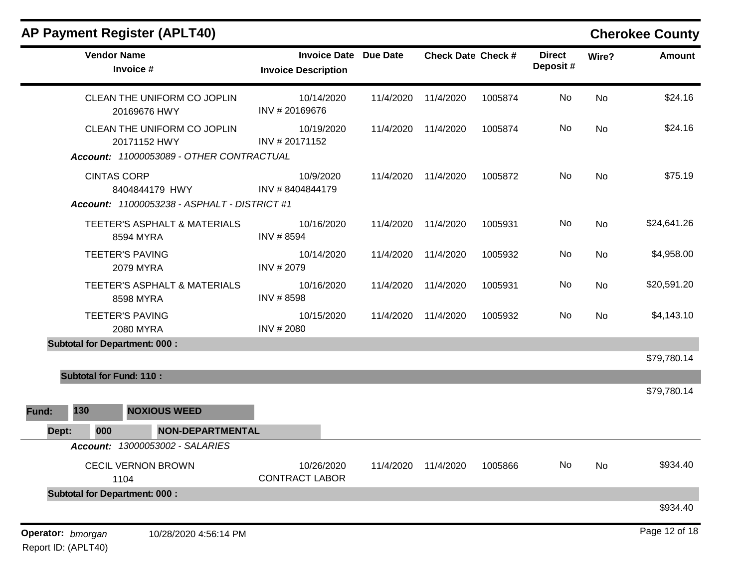## AP Payment Register (APLT40)

**Cherokee County**

| Vendor Name / Invoice # | Invoice Date / Invoice Description | Due Date | Check Date | Check # | Direct Deposit # | Wire? | Amount |
|---|---|---|---|---|---|---|---|
| CLEAN THE UNIFORM CO JOPLIN 20169676 HWY | 10/14/2020 INV # 20169676 | 11/4/2020 | 11/4/2020 | 1005874 | No | No | $24.16 |
| CLEAN THE UNIFORM CO JOPLIN 20171152 HWY | 10/19/2020 INV # 20171152 | 11/4/2020 | 11/4/2020 | 1005874 | No | No | $24.16 |
| ***Account:*** *11000053089 - OTHER CONTRACTUAL* | | | | | | | |
| CINTAS CORP 8404844179 HWY | 10/9/2020 INV # 8404844179 | 11/4/2020 | 11/4/2020 | 1005872 | No | No | $75.19 |
| ***Account:*** *11000053238 - ASPHALT - DISTRICT #1* | | | | | | | |
| TEETER'S ASPHALT & MATERIALS 8594 MYRA | 10/16/2020 INV # 8594 | 11/4/2020 | 11/4/2020 | 1005931 | No | No | $24,641.26 |
| TEETER'S PAVING 2079 MYRA | 10/14/2020 INV # 2079 | 11/4/2020 | 11/4/2020 | 1005932 | No | No | $4,958.00 |
| TEETER'S ASPHALT & MATERIALS 8598 MYRA | 10/16/2020 INV # 8598 | 11/4/2020 | 11/4/2020 | 1005931 | No | No | $20,591.20 |
| TEETER'S PAVING 2080 MYRA | 10/15/2020 INV # 2080 | 11/4/2020 | 11/4/2020 | 1005932 | No | No | $4,143.10 |
| **Subtotal for Department: 000 :** | | | | | | | $79,780.14 |
| **Subtotal for Fund: 110 :** | | | | | | | $79,780.14 |

**Fund: 130 NOXIOUS WEED**

**Dept: 000 NON-DEPARTMENTAL**

| Vendor Name / Invoice # | Invoice Date / Invoice Description | Due Date | Check Date | Check # | Direct Deposit # | Wire? | Amount |
|---|---|---|---|---|---|---|---|
| ***Account:*** *13000053002 - SALARIES* | | | | | | | |
| CECIL VERNON BROWN 1104 | 10/26/2020 CONTRACT LABOR | 11/4/2020 | 11/4/2020 | 1005866 | No | No | $934.40 |
| **Subtotal for Department: 000 :** | | | | | | | $934.40 |

**Operator:** *bmorgan* 10/28/2020 4:56:14 PM

Report ID: (APLT40)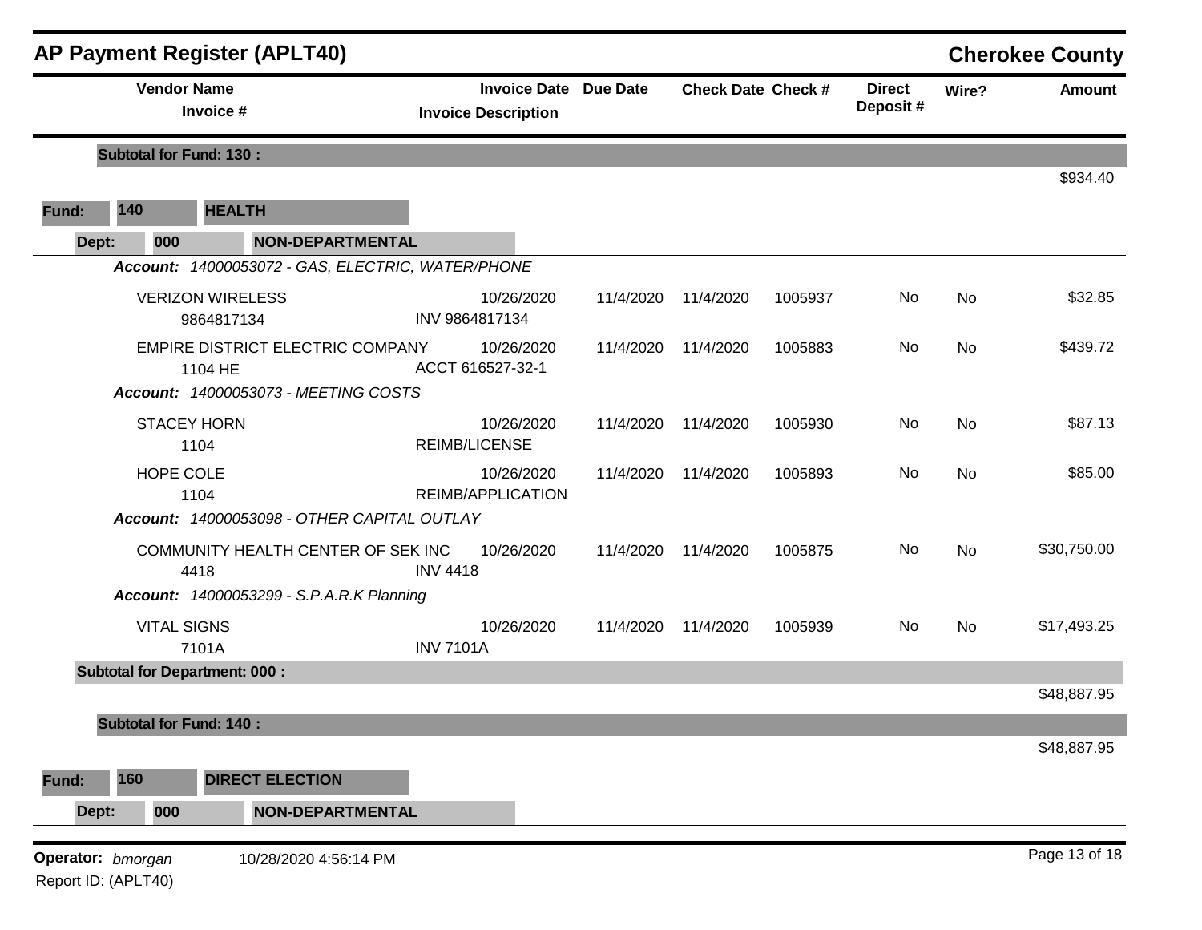## AP Payment Register (APLT40)

**Cherokee County**

| Vendor Name / Invoice # | Invoice Date / Invoice Description | Due Date | Check Date | Check # | Direct Deposit # | Wire? | Amount |
|---|---|---|---|---|---|---|---|
| **Subtotal for Fund: 130 :** | | | | | | | $934.40 |
| **Fund: 140 HEALTH** | | | | | | | |
| **Dept: 000 NON-DEPARTMENTAL** | | | | | | | |
| ***Account: 14000053072 - GAS, ELECTRIC, WATER/PHONE*** | | | | | | | |
| VERIZON WIRELESS<br>9864817134 | 10/26/2020<br>INV 9864817134 | 11/4/2020 | 11/4/2020 | 1005937 | No | No | $32.85 |
| EMPIRE DISTRICT ELECTRIC COMPANY<br>1104 HE | 10/26/2020<br>ACCT 616527-32-1 | 11/4/2020 | 11/4/2020 | 1005883 | No | No | $439.72 |
| ***Account: 14000053073 - MEETING COSTS*** | | | | | | | |
| STACEY HORN<br>1104 | 10/26/2020<br>REIMB/LICENSE | 11/4/2020 | 11/4/2020 | 1005930 | No | No | $87.13 |
| HOPE COLE<br>1104 | 10/26/2020<br>REIMB/APPLICATION | 11/4/2020 | 11/4/2020 | 1005893 | No | No | $85.00 |
| ***Account: 14000053098 - OTHER CAPITAL OUTLAY*** | | | | | | | |
| COMMUNITY HEALTH CENTER OF SEK INC<br>4418 | 10/26/2020<br>INV 4418 | 11/4/2020 | 11/4/2020 | 1005875 | No | No | $30,750.00 |
| ***Account: 14000053299 - S.P.A.R.K Planning*** | | | | | | | |
| VITAL SIGNS<br>7101A | 10/26/2020<br>INV 7101A | 11/4/2020 | 11/4/2020 | 1005939 | No | No | $17,493.25 |
| **Subtotal for Department: 000 :** | | | | | | | $48,887.95 |
| **Subtotal for Fund: 140 :** | | | | | | | $48,887.95 |
| **Fund: 160 DIRECT ELECTION** | | | | | | | |
| **Dept: 000 NON-DEPARTMENTAL** | | | | | | | |

**Operator:** *bmorgan* 10/28/2020 4:56:14 PM
Report ID: (APLT40)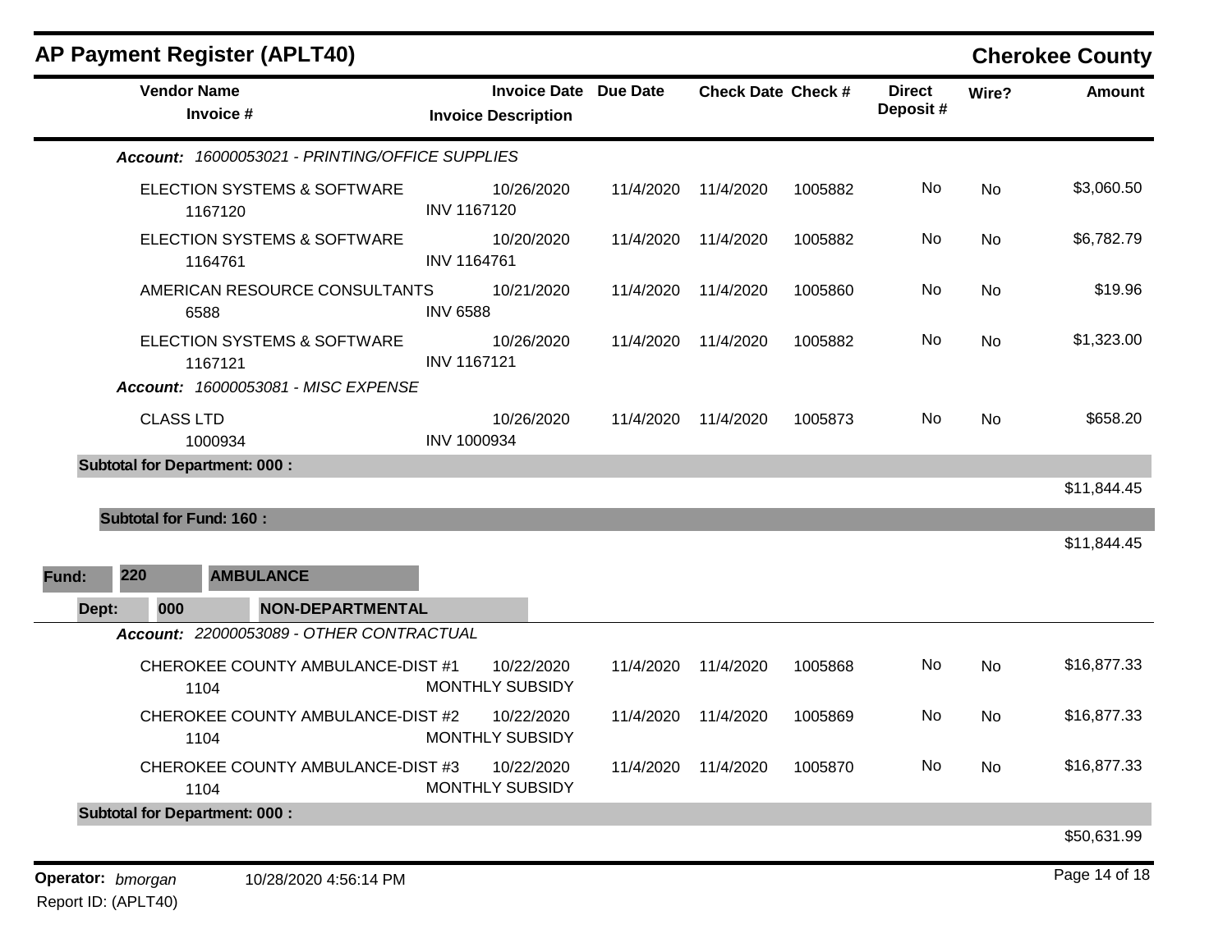## AP Payment Register (APLT40)

**Cherokee County**

| Vendor Name / Invoice # | Invoice Date / Invoice Description | Due Date | Check Date | Check # | Direct Deposit # | Wire? | Amount |
|---|---|---|---|---|---|---|---|
| *Account: 16000053021 - PRINTING/OFFICE SUPPLIES* | | | | | | | |
| ELECTION SYSTEMS & SOFTWARE 1167120 | 10/26/2020 INV 1167120 | 11/4/2020 | 11/4/2020 | 1005882 | No | No | $3,060.50 |
| ELECTION SYSTEMS & SOFTWARE 1164761 | 10/20/2020 INV 1164761 | 11/4/2020 | 11/4/2020 | 1005882 | No | No | $6,782.79 |
| AMERICAN RESOURCE CONSULTANTS 6588 | 10/21/2020 INV 6588 | 11/4/2020 | 11/4/2020 | 1005860 | No | No | $19.96 |
| ELECTION SYSTEMS & SOFTWARE 1167121 | 10/26/2020 INV 1167121 | 11/4/2020 | 11/4/2020 | 1005882 | No | No | $1,323.00 |
| *Account: 16000053081 - MISC EXPENSE* | | | | | | | |
| CLASS LTD 1000934 | 10/26/2020 INV 1000934 | 11/4/2020 | 11/4/2020 | 1005873 | No | No | $658.20 |
| **Subtotal for Department: 000 :** | | | | | | | $11,844.45 |
| **Subtotal for Fund: 160 :** | | | | | | | $11,844.45 |
| **Fund: 220 AMBULANCE** | | | | | | | |
| **Dept: 000 NON-DEPARTMENTAL** | | | | | | | |
| *Account: 22000053089 - OTHER CONTRACTUAL* | | | | | | | |
| CHEROKEE COUNTY AMBULANCE-DIST #1 1104 | 10/22/2020 MONTHLY SUBSIDY | 11/4/2020 | 11/4/2020 | 1005868 | No | No | $16,877.33 |
| CHEROKEE COUNTY AMBULANCE-DIST #2 1104 | 10/22/2020 MONTHLY SUBSIDY | 11/4/2020 | 11/4/2020 | 1005869 | No | No | $16,877.33 |
| CHEROKEE COUNTY AMBULANCE-DIST #3 1104 | 10/22/2020 MONTHLY SUBSIDY | 11/4/2020 | 11/4/2020 | 1005870 | No | No | $16,877.33 |
| **Subtotal for Department: 000 :** | | | | | | | $50,631.99 |

**Operator:** *bmorgan* 10/28/2020 4:56:14 PM

Report ID: (APLT40)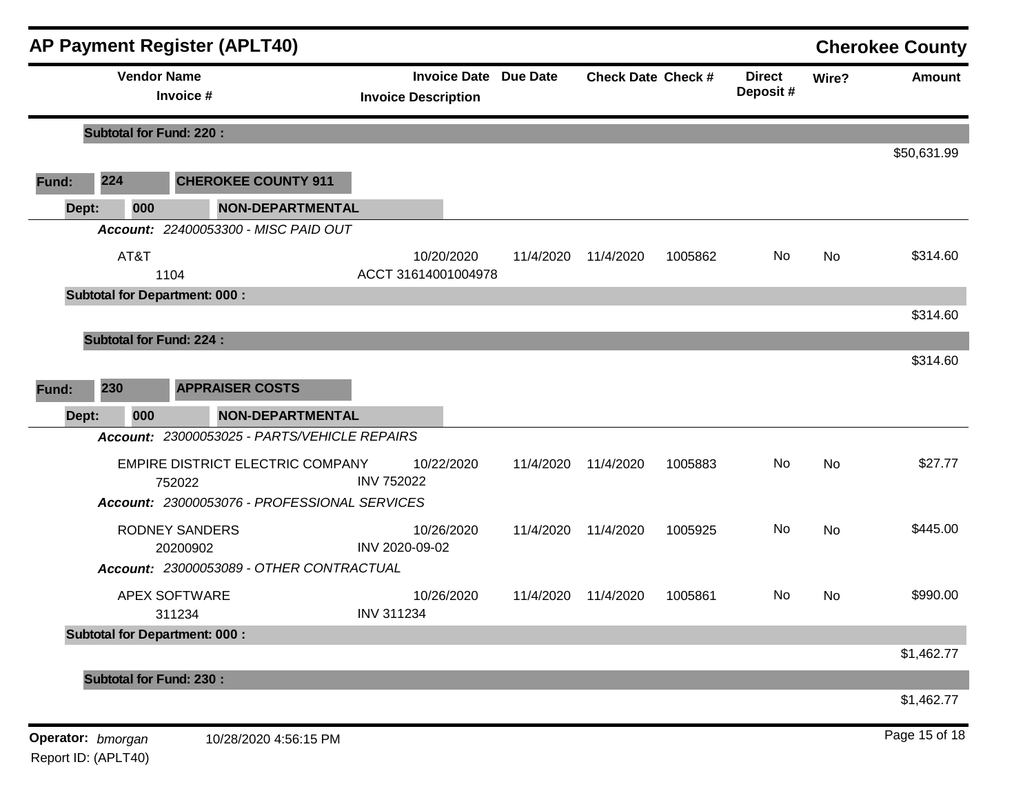# AP Payment Register (APLT40)

## Cherokee County

| Vendor Name / Invoice # | Invoice Date / Invoice Description | Due Date | Check Date | Check # | Direct Deposit # | Wire? | Amount |
|---|---|---|---|---|---|---|---|
| **Subtotal for Fund: 220 :** | | | | | | | $50,631.99 |
| **Fund: 224 CHEROKEE COUNTY 911** | | | | | | | |
| **Dept: 000 NON-DEPARTMENTAL** | | | | | | | |
| ***Account: 22400053300 - MISC PAID OUT*** | | | | | | | |
| AT&T<br>1104 | 10/20/2020<br>ACCT 31614001004978 | 11/4/2020 | 11/4/2020 | 1005862 | No | No | $314.60 |
| **Subtotal for Department: 000 :** | | | | | | | $314.60 |
| **Subtotal for Fund: 224 :** | | | | | | | $314.60 |
| **Fund: 230 APPRAISER COSTS** | | | | | | | |
| **Dept: 000 NON-DEPARTMENTAL** | | | | | | | |
| ***Account: 23000053025 - PARTS/VEHICLE REPAIRS*** | | | | | | | |
| EMPIRE DISTRICT ELECTRIC COMPANY<br>752022 | 10/22/2020<br>INV 752022 | 11/4/2020 | 11/4/2020 | 1005883 | No | No | $27.77 |
| ***Account: 23000053076 - PROFESSIONAL SERVICES*** | | | | | | | |
| RODNEY SANDERS<br>20200902 | 10/26/2020<br>INV 2020-09-02 | 11/4/2020 | 11/4/2020 | 1005925 | No | No | $445.00 |
| ***Account: 23000053089 - OTHER CONTRACTUAL*** | | | | | | | |
| APEX SOFTWARE<br>311234 | 10/26/2020<br>INV 311234 | 11/4/2020 | 11/4/2020 | 1005861 | No | No | $990.00 |
| **Subtotal for Department: 000 :** | | | | | | | $1,462.77 |
| **Subtotal for Fund: 230 :** | | | | | | | $1,462.77 |

**Operator:** *bmorgan* 10/28/2020 4:56:15 PM

Report ID: (APLT40)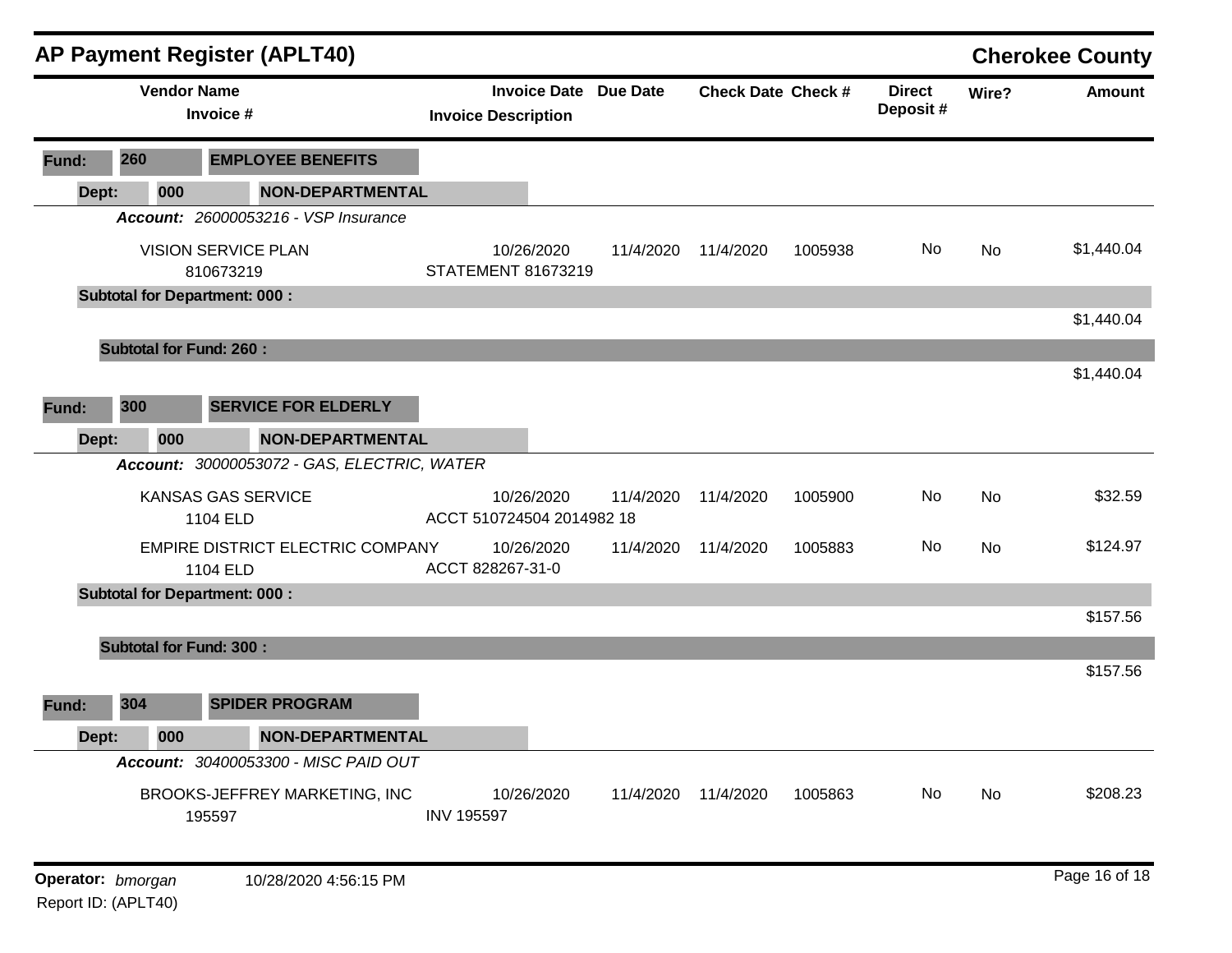# AP Payment Register (APLT40)

**Cherokee County**

| Vendor Name / Invoice # | Invoice Date / Invoice Description | Due Date | Check Date | Check # | Direct Deposit # | Wire? | Amount |
|---|---|---|---|---|---|---|---|
| **Fund: 260 EMPLOYEE BENEFITS** | | | | | | | |
| **Dept: 000 NON-DEPARTMENTAL** | | | | | | | |
| ***Account: 26000053216 - VSP Insurance*** | | | | | | | |
| VISION SERVICE PLAN<br>810673219 | 10/26/2020<br>STATEMENT 81673219 | 11/4/2020 | 11/4/2020 | 1005938 | No | No | $1,440.04 |
| **Subtotal for Department: 000 :** | | | | | | | $1,440.04 |
| **Subtotal for Fund: 260 :** | | | | | | | $1,440.04 |
| **Fund: 300 SERVICE FOR ELDERLY** | | | | | | | |
| **Dept: 000 NON-DEPARTMENTAL** | | | | | | | |
| ***Account: 30000053072 - GAS, ELECTRIC, WATER*** | | | | | | | |
| KANSAS GAS SERVICE<br>1104 ELD | 10/26/2020<br>ACCT 510724504 2014982 18 | 11/4/2020 | 11/4/2020 | 1005900 | No | No | $32.59 |
| EMPIRE DISTRICT ELECTRIC COMPANY<br>1104 ELD | 10/26/2020<br>ACCT 828267-31-0 | 11/4/2020 | 11/4/2020 | 1005883 | No | No | $124.97 |
| **Subtotal for Department: 000 :** | | | | | | | $157.56 |
| **Subtotal for Fund: 300 :** | | | | | | | $157.56 |
| **Fund: 304 SPIDER PROGRAM** | | | | | | | |
| **Dept: 000 NON-DEPARTMENTAL** | | | | | | | |
| ***Account: 30400053300 - MISC PAID OUT*** | | | | | | | |
| BROOKS-JEFFREY MARKETING, INC<br>195597 | 10/26/2020<br>INV 195597 | 11/4/2020 | 11/4/2020 | 1005863 | No | No | $208.23 |

**Operator:** *bmorgan* 10/28/2020 4:56:15 PM

Report ID: (APLT40)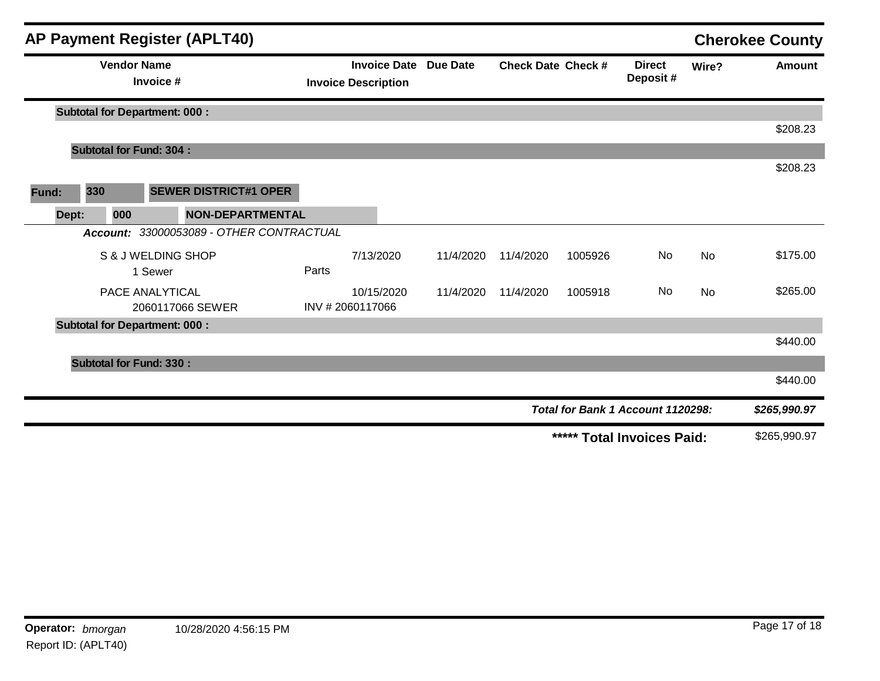# AP Payment Register (APLT40)

**Cherokee County**

| Vendor Name / Invoice # | Invoice Date / Invoice Description | Due Date | Check Date | Check # | Direct Deposit # | Wire? | Amount |
|---|---|---|---|---|---|---|---|
| **Subtotal for Department: 000 :** | | | | | | | $208.23 |
| **Subtotal for Fund: 304 :** | | | | | | | $208.23 |
| **Fund: 330 SEWER DISTRICT#1 OPER** | | | | | | | |
| **Dept: 000 NON-DEPARTMENTAL** | | | | | | | |
| ***Account:*** *33000053089 - OTHER CONTRACTUAL* | | | | | | | |
| S & J WELDING SHOP<br>1 Sewer | 7/13/2020<br>Parts | 11/4/2020 | 11/4/2020 | 1005926 | No | No | $175.00 |
| PACE ANALYTICAL<br>2060117066 SEWER | 10/15/2020<br>INV # 2060117066 | 11/4/2020 | 11/4/2020 | 1005918 | No | No | $265.00 |
| **Subtotal for Department: 000 :** | | | | | | | $440.00 |
| **Subtotal for Fund: 330 :** | | | | | | | $440.00 |
| | | | | | ***Total for Bank 1 Account 1120298:*** | | ***$265,990.97*** |
| | | | | | **\*\*\*\*\* Total Invoices Paid:** | | $265,990.97 |

**Operator:** *bmorgan* 10/28/2020 4:56:15 PM

Report ID: (APLT40)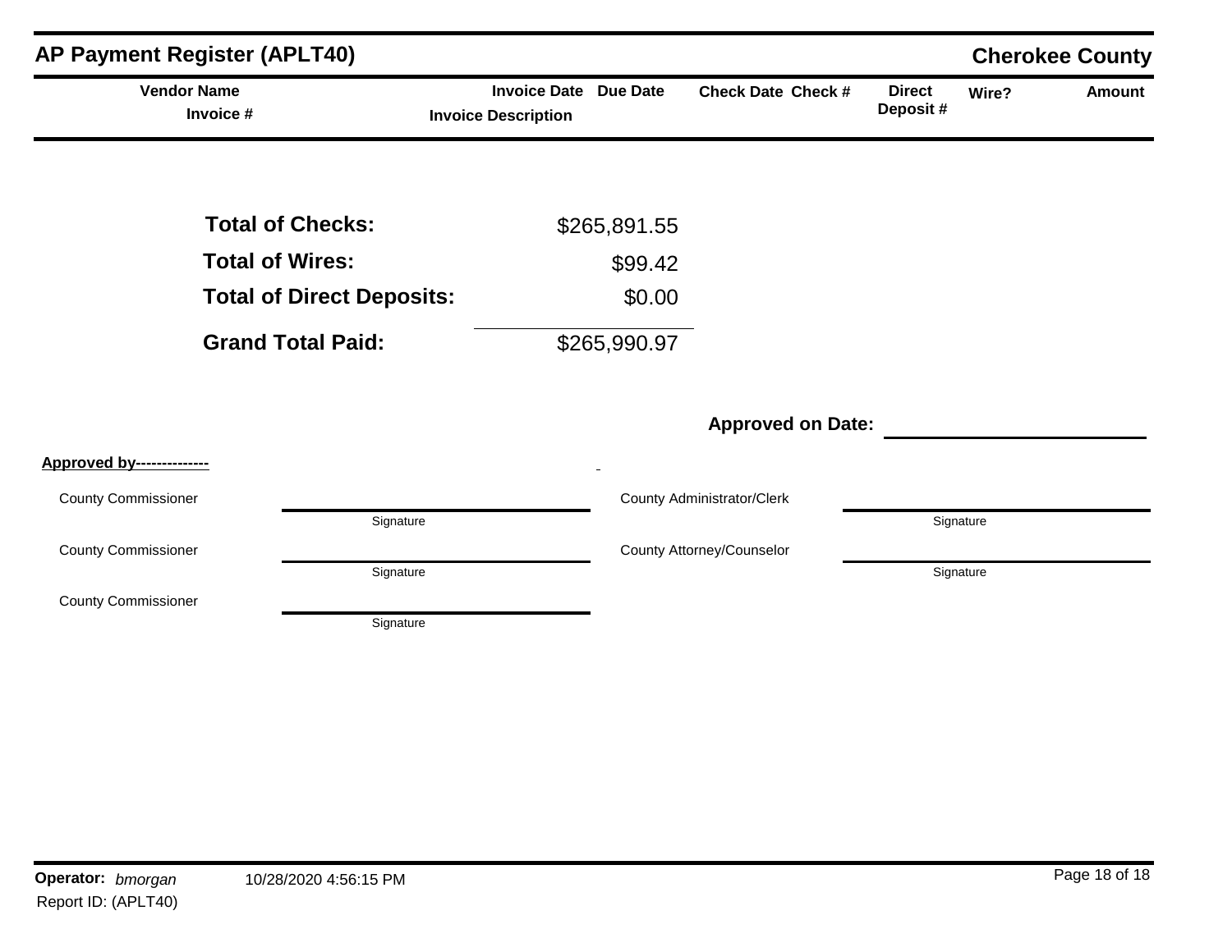## AP Payment Register (APLT40)

**Cherokee County**

| Vendor Name / Invoice # | Invoice Date / Invoice Description | Due Date | Check Date | Check # | Direct Deposit # | Wire? | Amount |
|---|---|---|---|---|---|---|---|

| | |
|---|---|
| **Total of Checks:** | $265,891.55 |
| **Total of Wires:** | $99.42 |
| **Total of Direct Deposits:** | $0.00 |
| **Grand Total Paid:** | $265,990.97 |

**Approved on Date:** ____________________

**Approved by--------------**

County Commissioner ____________________
Signature

County Administrator/Clerk ____________________
Signature

County Commissioner ____________________
Signature

County Attorney/Counselor ____________________
Signature

County Commissioner ____________________
Signature

**Operator:** *bmorgan* 10/28/2020 4:56:15 PM
Report ID: (APLT40)